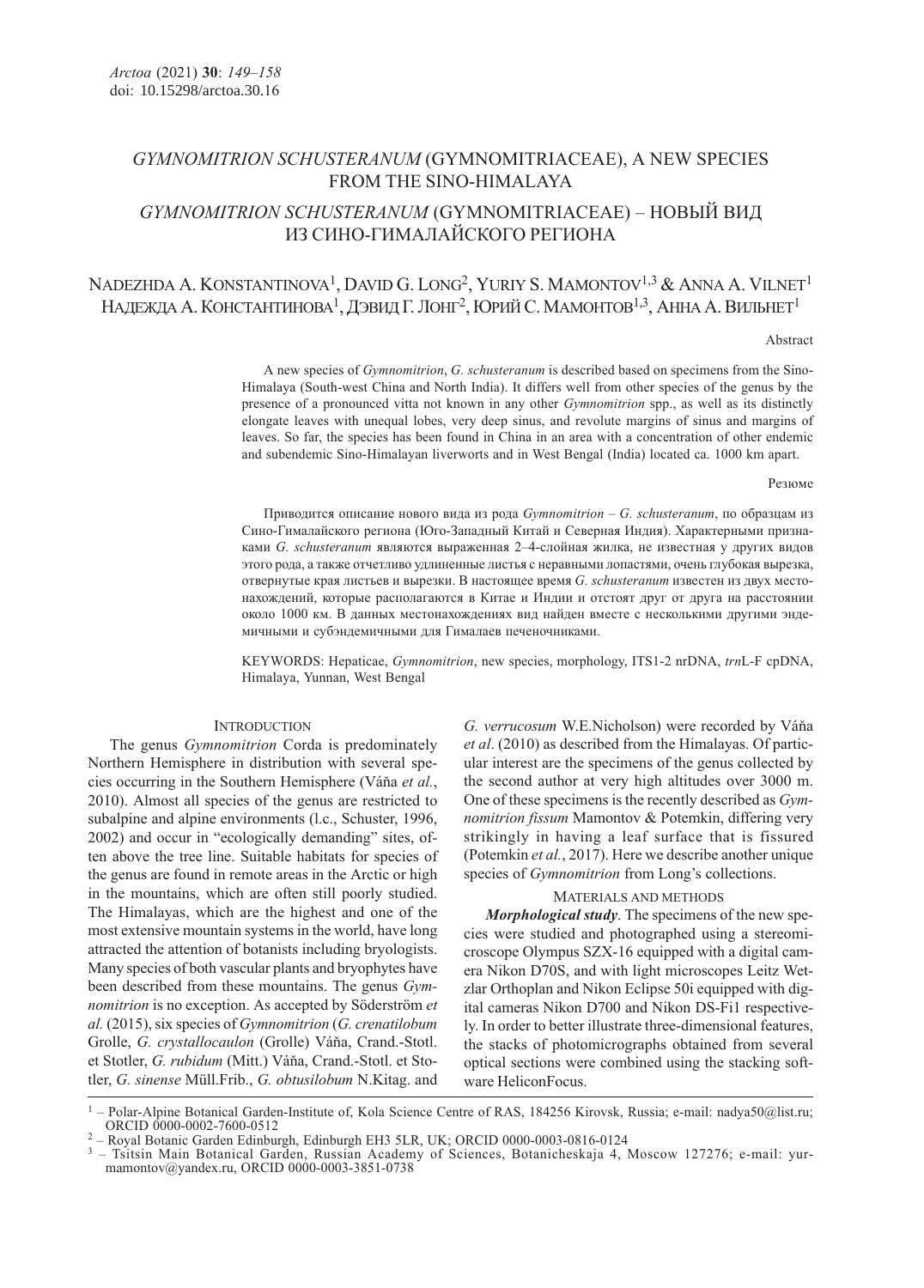# *GYMNOMITRION SCHUSTERANUM* (GYMNOMITRIACEAE), A NEW SPECIES FROM THE SINO-HIMALAYA

# *GYMNOMITRION SCHUSTERANUM* (GYMNOMITRIACEAE) – НОВЫЙ ВИД ИЗ СИНО-ГИМАЛАЙСКОГО РЕГИОНА

NADEZHDA A. KONSTANTINOVA[1], DAVID G. LONG[2], YURIY S. MAMONTOV[1,3] & ANNA A. VILNET[1]
НАДЕЖДА А. КОНСТАНТИНОВА[1], ДЭВИД Г. ЛОНГ[2], ЮРИЙ С. МАМОНТОВ[1,3], АННА А. ВИЛЬНЕТ[1]

Abstract

A new species of *Gymnomitrion*, *G. schusteranum* is described based on specimens from the Sino-Himalaya (South-west China and North India). It differs well from other species of the genus by the presence of a pronounced vitta not known in any other *Gymnomitrion* spp., as well as its distinctly elongate leaves with unequal lobes, very deep sinus, and revolute margins of sinus and margins of leaves. So far, the species has been found in China in an area with a concentration of other endemic and subendemic Sino-Himalayan liverworts and in West Bengal (India) located ca. 1000 km apart.

Резюме

Приводится описание нового вида из рода *Gymnomitrion* – *G. schusteranum*, по образцам из Сино-Гималайского региона (Юго-Западный Китай и Северная Индия). Характерными признаками *G. schusteranum* являются выраженная 2–4-слойная жилка, не известная у других видов этого рода, а также отчетливо удлиненные листья с неравными лопастями, очень глубокая вырезка, отвернутые края листьев и вырезки. В настоящее время *G. schusteranum* известен из двух местонахождений, которые располагаются в Китае и Индии и отстоят друг от друга на расстоянии около 1000 км. В данных местонахождениях вид найден вместе с несколькими другими эндемичными и субэндемичными для Гималаев печеночниками.

KEYWORDS: Hepaticae, *Gymnomitrion*, new species, morphology, ITS1-2 nrDNA, *trn*L-F cpDNA, Himalaya, Yunnan, West Bengal

## INTRODUCTION

The genus *Gymnomitrion* Corda is predominately Northern Hemisphere in distribution with several species occurring in the Southern Hemisphere (Váňa *et al.*, 2010). Almost all species of the genus are restricted to subalpine and alpine environments (l.c., Schuster, 1996, 2002) and occur in "ecologically demanding" sites, often above the tree line. Suitable habitats for species of the genus are found in remote areas in the Arctic or high in the mountains, which are often still poorly studied. The Himalayas, which are the highest and one of the most extensive mountain systems in the world, have long attracted the attention of botanists including bryologists. Many species of both vascular plants and bryophytes have been described from these mountains. The genus *Gymnomitrion* is no exception. As accepted by Söderström *et al.* (2015), six species of *Gymnomitrion* (*G. crenatilobum* Grolle, *G. crystallocaulon* (Grolle) Váňa, Crand.-Stotl. et Stotler, *G. rubidum* (Mitt.) Váňa, Crand.-Stotl. et Stotler, *G. sinense* Müll.Frib., *G. obtusilobum* N.Kitag. and *G. verrucosum* W.E.Nicholson) were recorded by Váňa *et al*. (2010) as described from the Himalayas. Of particular interest are the specimens of the genus collected by the second author at very high altitudes over 3000 m. One of these specimens is the recently described as *Gymnomitrion fissum* Mamontov & Potemkin, differing very strikingly in having a leaf surface that is fissured (Potemkin *et al.*, 2017). Here we describe another unique species of *Gymnomitrion* from Long's collections.

## MATERIALS AND METHODS

***Morphological study***. The specimens of the new species were studied and photographed using a stereomicroscope Olympus SZX-16 equipped with a digital camera Nikon D70S, and with light microscopes Leitz Wetzlar Orthoplan and Nikon Eclipse 50i equipped with digital cameras Nikon D700 and Nikon DS-Fi1 respectively. In order to better illustrate three-dimensional features, the stacks of photomicrographs obtained from several optical sections were combined using the stacking software HeliconFocus.

---

[1] – Polar-Alpine Botanical Garden-Institute of, Kola Science Centre of RAS, 184256 Kirovsk, Russia; e-mail: nadya50@list.ru; ORCID 0000-0002-7600-0512

[2] – Royal Botanic Garden Edinburgh, Edinburgh EH3 5LR, UK; ORCID 0000-0003-0816-0124

[3] – Tsitsin Main Botanical Garden, Russian Academy of Sciences, Botanicheskaja 4, Moscow 127276; e-mail: yur-mamontov@yandex.ru, ORCID 0000-0003-3851-0738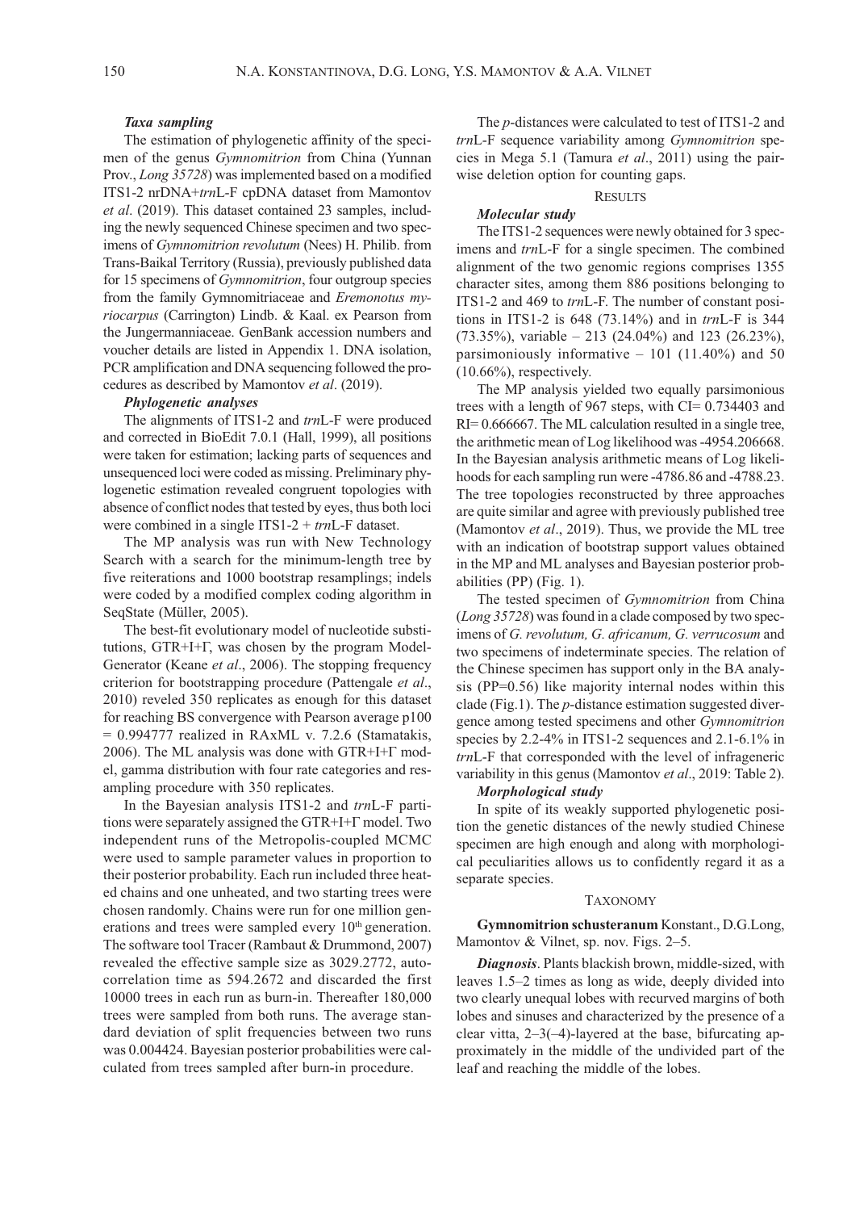#### *Taxa sampling*

The estimation of phylogenetic affinity of the specimen of the genus *Gymnomitrion* from China (Yunnan Prov., *Long 35728*) was implemented based on a modified ITS1-2 nrDNA+*trn*L-F cpDNA dataset from Mamontov *et al*. (2019). This dataset contained 23 samples, including the newly sequenced Chinese specimen and two specimens of *Gymnomitrion revolutum* (Nees) H. Philib. from Trans-Baikal Territory (Russia), previously published data for 15 specimens of *Gymnomitrion*, four outgroup species from the family Gymnomitriaceae and *Eremonotus myriocarpus* (Carrington) Lindb. & Kaal. ex Pearson from the Jungermanniaceae. GenBank accession numbers and voucher details are listed in Appendix 1. DNA isolation, PCR amplification and DNA sequencing followed the procedures as described by Mamontov *et al*. (2019).

#### *Phylogenetic analyses*

The alignments of ITS1-2 and *trn*L-F were produced and corrected in BioEdit 7.0.1 (Hall, 1999), all positions were taken for estimation; lacking parts of sequences and unsequenced loci were coded as missing. Preliminary phylogenetic estimation revealed congruent topologies with absence of conflict nodes that tested by eyes, thus both loci were combined in a single ITS1-2 + *trn*L-F dataset.

The MP analysis was run with New Technology Search with a search for the minimum-length tree by five reiterations and 1000 bootstrap resamplings; indels were coded by a modified complex coding algorithm in SeqState (Müller, 2005).

The best-fit evolutionary model of nucleotide substitutions, GTR+I+Γ, was chosen by the program ModelGenerator (Keane *et al*., 2006). The stopping frequency criterion for bootstrapping procedure (Pattengale *et al*., 2010) reveled 350 replicates as enough for this dataset for reaching BS convergence with Pearson average p100 = 0.994777 realized in RAxML v. 7.2.6 (Stamatakis, 2006). The ML analysis was done with GTR+I+Γ model, gamma distribution with four rate categories and resampling procedure with 350 replicates.

In the Bayesian analysis ITS1-2 and *trn*L-F partitions were separately assigned the GTR+I+Γ model. Two independent runs of the Metropolis-coupled MCMC were used to sample parameter values in proportion to their posterior probability. Each run included three heated chains and one unheated, and two starting trees were chosen randomly. Chains were run for one million generations and trees were sampled every 10th generation. The software tool Tracer (Rambaut & Drummond, 2007) revealed the effective sample size as 3029.2772, autocorrelation time as 594.2672 and discarded the first 10000 trees in each run as burn-in. Thereafter 180,000 trees were sampled from both runs. The average standard deviation of split frequencies between two runs was 0.004424. Bayesian posterior probabilities were calculated from trees sampled after burn-in procedure.

The *p*-distances were calculated to test of ITS1-2 and *trn*L-F sequence variability among *Gymnomitrion* species in Mega 5.1 (Tamura *et al*., 2011) using the pairwise deletion option for counting gaps.

## RESULTS

#### *Molecular study*

The ITS1-2 sequences were newly obtained for 3 specimens and *trn*L-F for a single specimen. The combined alignment of the two genomic regions comprises 1355 character sites, among them 886 positions belonging to ITS1-2 and 469 to *trn*L-F. The number of constant positions in ITS1-2 is 648 (73.14%) and in *trn*L-F is 344 (73.35%), variable – 213 (24.04%) and 123 (26.23%), parsimoniously informative – 101 (11.40%) and 50 (10.66%), respectively.

The MP analysis yielded two equally parsimonious trees with a length of 967 steps, with CI= 0.734403 and RI= 0.666667. The ML calculation resulted in a single tree, the arithmetic mean of Log likelihood was -4954.206668. In the Bayesian analysis arithmetic means of Log likelihoods for each sampling run were -4786.86 and -4788.23. The tree topologies reconstructed by three approaches are quite similar and agree with previously published tree (Mamontov *et al*., 2019). Thus, we provide the ML tree with an indication of bootstrap support values obtained in the MP and ML analyses and Bayesian posterior probabilities (PP) (Fig. 1).

The tested specimen of *Gymnomitrion* from China (*Long 35728*) was found in a clade composed by two specimens of *G. revolutum, G. africanum, G. verrucosum* and two specimens of indeterminate species. The relation of the Chinese specimen has support only in the BA analysis (PP=0.56) like majority internal nodes within this clade (Fig.1). The *p*-distance estimation suggested divergence among tested specimens and other *Gymnomitrion* species by 2.2-4% in ITS1-2 sequences and 2.1-6.1% in *trn*L-F that corresponded with the level of infrageneric variability in this genus (Mamontov *et al*., 2019: Table 2).

#### *Morphological study*

In spite of its weakly supported phylogenetic position the genetic distances of the newly studied Chinese specimen are high enough and along with morphological peculiarities allows us to confidently regard it as a separate species.

## TAXONOMY

**Gymnomitrion schusteranum** Konstant., D.G.Long, Mamontov & Vilnet, sp. nov. Figs. 2–5.

***Diagnosis***. Plants blackish brown, middle-sized, with leaves 1.5–2 times as long as wide, deeply divided into two clearly unequal lobes with recurved margins of both lobes and sinuses and characterized by the presence of a clear vitta, 2–3(–4)-layered at the base, bifurcating approximately in the middle of the undivided part of the leaf and reaching the middle of the lobes.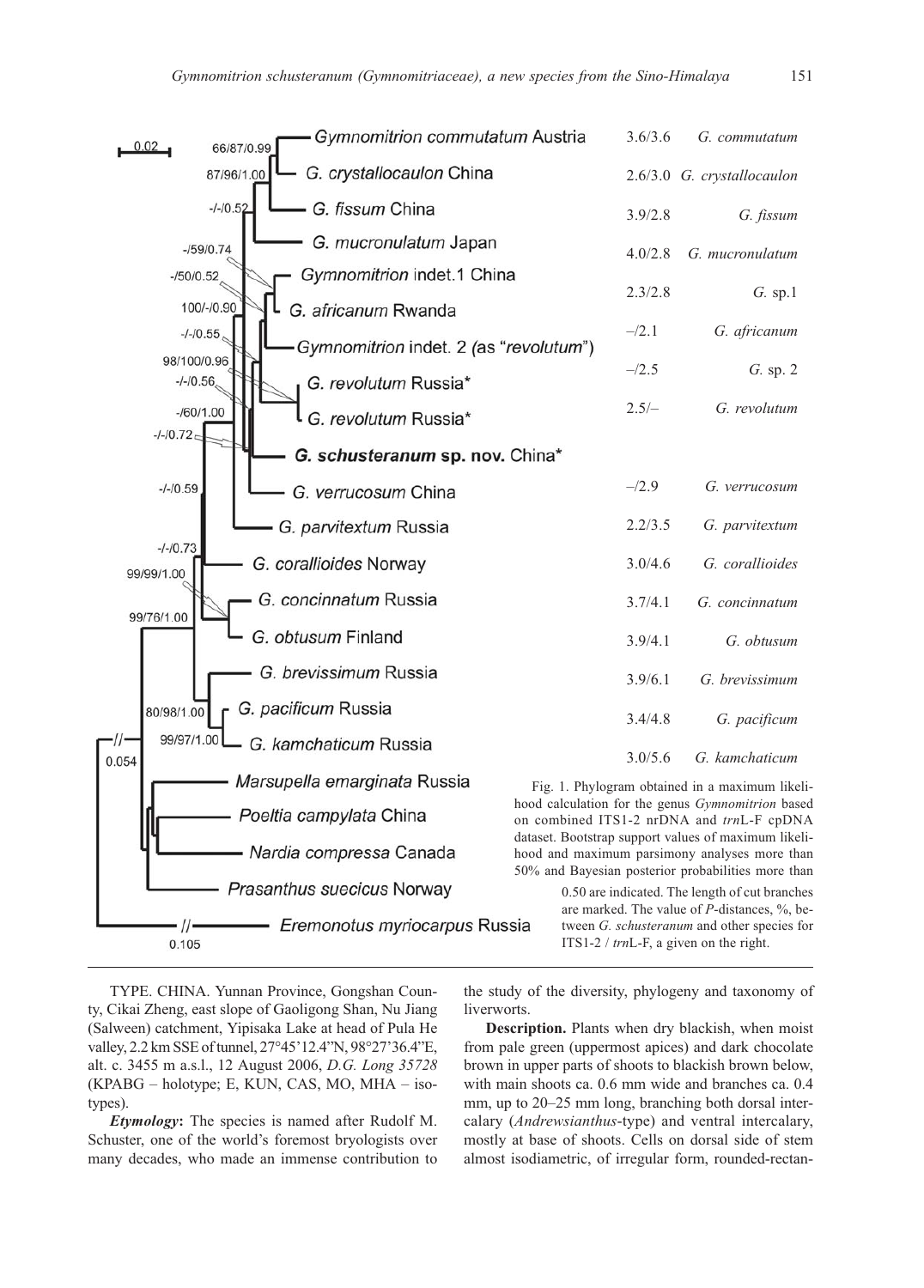Fig. 1. Phylogram obtained in a maximum likelihood calculation for the genus *Gymnomitrion* based on combined ITS1-2 nrDNA and *trn*L-F cpDNA dataset. Bootstrap support values of maximum likelihood and maximum parsimony analyses more than 50% and Bayesian posterior probabilities more than 0.50 are indicated. The length of cut branches are marked. The value of *P*-distances, %, between *G. schusteranum* and other species for ITS1-2 / *trn*L-F, a given on the right.

TYPE. CHINA. Yunnan Province, Gongshan County, Cikai Zheng, east slope of Gaoligong Shan, Nu Jiang (Salween) catchment, Yipisaka Lake at head of Pula He valley, 2.2 km SSE of tunnel, 27°45'12.4"N, 98°27'36.4"E, alt. c. 3455 m a.s.l., 12 August 2006, *D.G. Long 35728* (KPABG – holotype; E, KUN, CAS, MO, MHA – isotypes).

***Etymology*:** The species is named after Rudolf M. Schuster, one of the world's foremost bryologists over many decades, who made an immense contribution to the study of the diversity, phylogeny and taxonomy of liverworts.

**Description.** Plants when dry blackish, when moist from pale green (uppermost apices) and dark chocolate brown in upper parts of shoots to blackish brown below, with main shoots ca. 0.6 mm wide and branches ca. 0.4 mm, up to 20–25 mm long, branching both dorsal intercalary (*Andrewsianthus*-type) and ventral intercalary, mostly at base of shoots. Cells on dorsal side of stem almost isodiametric, of irregular form, rounded-rectan-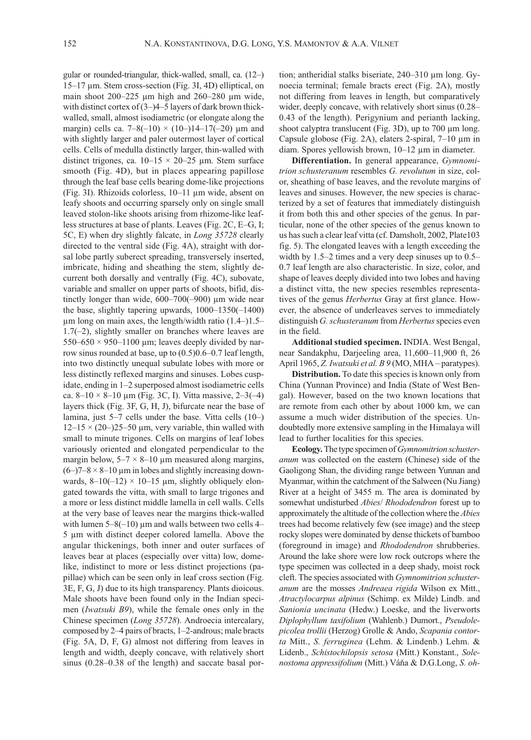gular or rounded-triangular, thick-walled, small, ca. (12–) 15–17 µm. Stem cross-section (Fig. 3I, 4D) elliptical, on main shoot 200–225 µm high and 260–280 µm wide, with distinct cortex of (3–)4–5 layers of dark brown thick-walled, small, almost isodiametric (or elongate along the margin) cells ca. 7–8(–10) × (10–)14–17(–20) µm and with slightly larger and paler outermost layer of cortical cells. Cells of medulla distinctly larger, thin-walled with distinct trigones, ca. 10–15 × 20–25 µm. Stem surface smooth (Fig. 4D), but in places appearing papillose through the leaf base cells bearing dome-like projections (Fig. 3I). Rhizoids colorless, 10–11 µm wide, absent on leafy shoots and occurring sparsely only on single small leaved stolon-like shoots arising from rhizome-like leafless structures at base of plants. Leaves (Fig. 2C, E–G, I; 5C, E) when dry slightly falcate, in *Long 35728* clearly directed to the ventral side (Fig. 4A), straight with dorsal lobe partly suberect spreading, transversely inserted, imbricate, hiding and sheathing the stem, slightly decurrent both dorsally and ventrally (Fig. 4C), subovate, variable and smaller on upper parts of shoots, bifid, distinctly longer than wide, 600–700(–900) µm wide near the base, slightly tapering upwards, 1000–1350(–1400) µm long on main axes, the length/width ratio (1.4–)1.5–1.7(–2), slightly smaller on branches where leaves are 550–650 × 950–1100 µm; leaves deeply divided by narrow sinus rounded at base, up to (0.5)0.6–0.7 leaf length, into two distinctly unequal subulate lobes with more or less distinctly reflexed margins and sinuses. Lobes cuspidate, ending in 1–2 superposed almost isodiametric cells ca. 8–10 × 8–10 µm (Fig. 3C, I). Vitta massive, 2–3(–4) layers thick (Fig. 3F, G, H, J), bifurcate near the base of lamina, just 5–7 cells under the base. Vitta cells (10–) 12–15 × (20–)25–50 µm, very variable, thin walled with small to minute trigones. Cells on margins of leaf lobes variously oriented and elongated perpendicular to the margin below, 5–7 × 8–10 µm measured along margins, (6–)7–8 × 8–10 µm in lobes and slightly increasing downwards, 8–10(–12) × 10–15 µm, slightly obliquely elongated towards the vitta, with small to large trigones and a more or less distinct middle lamella in cell walls. Cells at the very base of leaves near the margins thick-walled with lumen 5–8(–10) µm and walls between two cells 4–5 µm with distinct deeper colored lamella. Above the angular thickenings, both inner and outer surfaces of leaves bear at places (especially over vitta) low, dome-like, indistinct to more or less distinct projections (papillae) which can be seen only in leaf cross section (Fig. 3E, F, G, J) due to its high transparency. Plants dioicous. Male shoots have been found only in the Indian specimen (*Iwatsuki B9*), while the female ones only in the Chinese specimen (*Long 35728*). Androecia intercalary, composed by 2–4 pairs of bracts, 1–2-androus; male bracts (Fig. 5A, D, F, G) almost not differing from leaves in length and width, deeply concave, with relatively short sinus (0.28–0.38 of the length) and saccate basal portion; antheridial stalks biseriate, 240–310 µm long. Gynoecia terminal; female bracts erect (Fig. 2A), mostly not differing from leaves in length, but comparatively wider, deeply concave, with relatively short sinus (0.28–0.43 of the length). Perigynium and perianth lacking, shoot calyptra translucent (Fig. 3D), up to 700 µm long. Capsule globose (Fig. 2A), elaters 2-spiral, 7–10 µm in diam. Spores yellowish brown, 10–12 µm in diameter.

**Differentiation.** In general appearance, *Gymnomitrion schusteranum* resembles *G. revolutum* in size, color, sheathing of base leaves, and the revolute margins of leaves and sinuses. However, the new species is characterized by a set of features that immediately distinguish it from both this and other species of the genus. In particular, none of the other species of the genus known to us has such a clear leaf vitta (cf. Damsholt, 2002, Plate103 fig. 5). The elongated leaves with a length exceeding the width by 1.5–2 times and a very deep sinuses up to 0.5–0.7 leaf length are also characteristic. In size, color, and shape of leaves deeply divided into two lobes and having a distinct vitta, the new species resembles representatives of the genus *Herbertus* Gray at first glance. However, the absence of underleaves serves to immediately distinguish *G. schusteranum* from *Herbertus* species even in the field.

**Additional studied specimen.** INDIA. West Bengal, near Sandakphu, Darjeeling area, 11,600–11,900 ft, 26 April 1965, *Z. Iwatsuki et al. B 9* (MO, MHA – paratypes).

**Distribution.** To date this species is known only from China (Yunnan Province) and India (State of West Bengal). However, based on the two known locations that are remote from each other by about 1000 km, we can assume a much wider distribution of the species. Undoubtedly more extensive sampling in the Himalaya will lead to further localities for this species.

**Ecology.** The type specimen of *Gymnomitrion schusteranum* was collected on the eastern (Chinese) side of the Gaoligong Shan, the dividing range between Yunnan and Myanmar, within the catchment of the Salween (Nu Jiang) River at a height of 3455 m. The area is dominated by somewhat undisturbed *Abies*/ *Rhododendron* forest up to approximately the altitude of the collection where the *Abies* trees had become relatively few (see image) and the steep rocky slopes were dominated by dense thickets of bamboo (foreground in image) and *Rhododendron* shrubberies. Around the lake shore were low rock outcrops where the type specimen was collected in a deep shady, moist rock cleft. The species associated with *Gymnomitrion schusteranum* are the mosses *Andreaea rigida* Wilson ex Mitt., *Atractylocarpus alpinus* (Schimp. ex Milde) Lindb. and *Sanionia uncinata* (Hedw.) Loeske, and the liverworts *Diplophyllum taxifolium* (Wahlenb.) Dumort., *Pseudolepicolea trollii* (Herzog) Grolle & Ando, *Scapania contorta* Mitt., *S. ferruginea* (Lehm. & Lindenb.) Lehm. & Lidenb., *Schistochilopsis setosa* (Mitt.) Konstant., *Solenostoma appressifolium* (Mitt.) Váňa & D.G.Long, *S. oh-*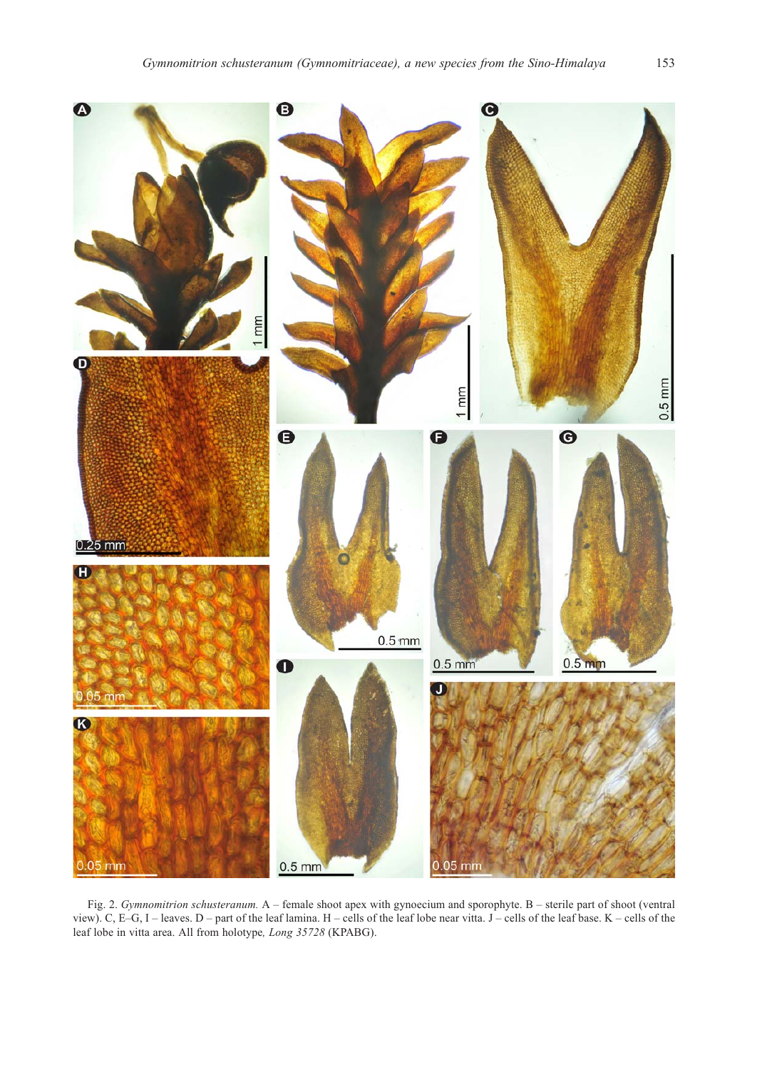Fig. 2. *Gymnomitrion schusteranum.* A – female shoot apex with gynoecium and sporophyte. B – sterile part of shoot (ventral view). C, E–G, I – leaves. D – part of the leaf lamina. H – cells of the leaf lobe near vitta. J – cells of the leaf base. K – cells of the leaf lobe in vitta area. All from holotype, *Long 35728* (KPABG).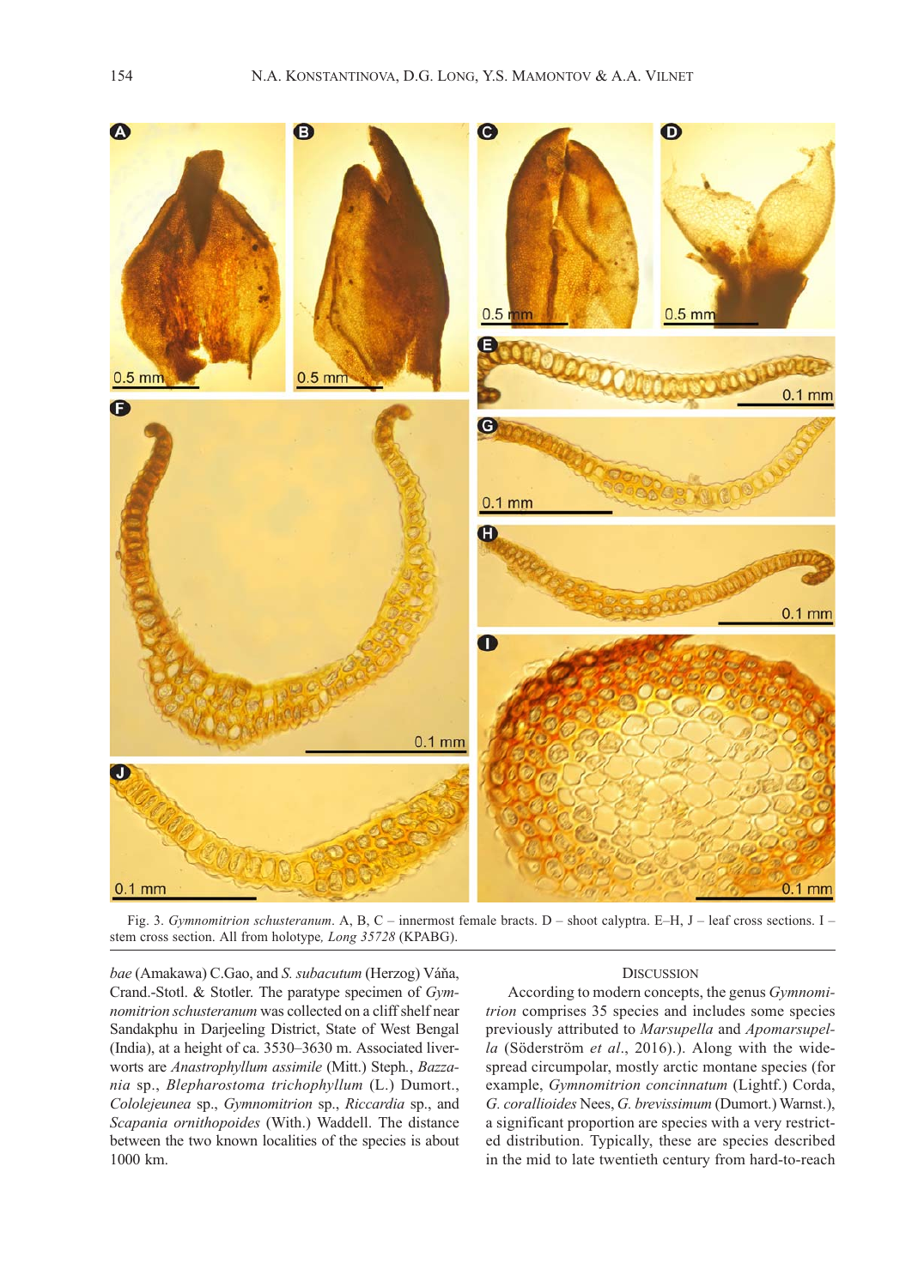Fig. 3. *Gymnomitrion schusteranum*. A, B, C – innermost female bracts. D – shoot calyptra. E–H, J – leaf cross sections. I – stem cross section. All from holotype, *Long 35728* (KPABG).

*bae* (Amakawa) C.Gao, and *S. subacutum* (Herzog) Váňa, Crand.-Stotl. & Stotler. The paratype specimen of *Gymnomitrion schusteranum* was collected on a cliff shelf near Sandakphu in Darjeeling District, State of West Bengal (India), at a height of ca. 3530–3630 m. Associated liverworts are *Anastrophyllum assimile* (Mitt.) Steph., *Bazzania* sp., *Blepharostoma trichophyllum* (L.) Dumort., *Cololejeunea* sp., *Gymnomitrion* sp., *Riccardia* sp., and *Scapania ornithopoides* (With.) Waddell. The distance between the two known localities of the species is about 1000 km.

## Discussion

According to modern concepts, the genus *Gymnomitrion* comprises 35 species and includes some species previously attributed to *Marsupella* and *Apomarsupella* (Söderström *et al*., 2016).). Along with the widespread circumpolar, mostly arctic montane species (for example, *Gymnomitrion concinnatum* (Lightf.) Corda, *G. corallioides* Nees, *G. brevissimum* (Dumort.) Warnst.), a significant proportion are species with a very restricted distribution. Typically, these are species described in the mid to late twentieth century from hard-to-reach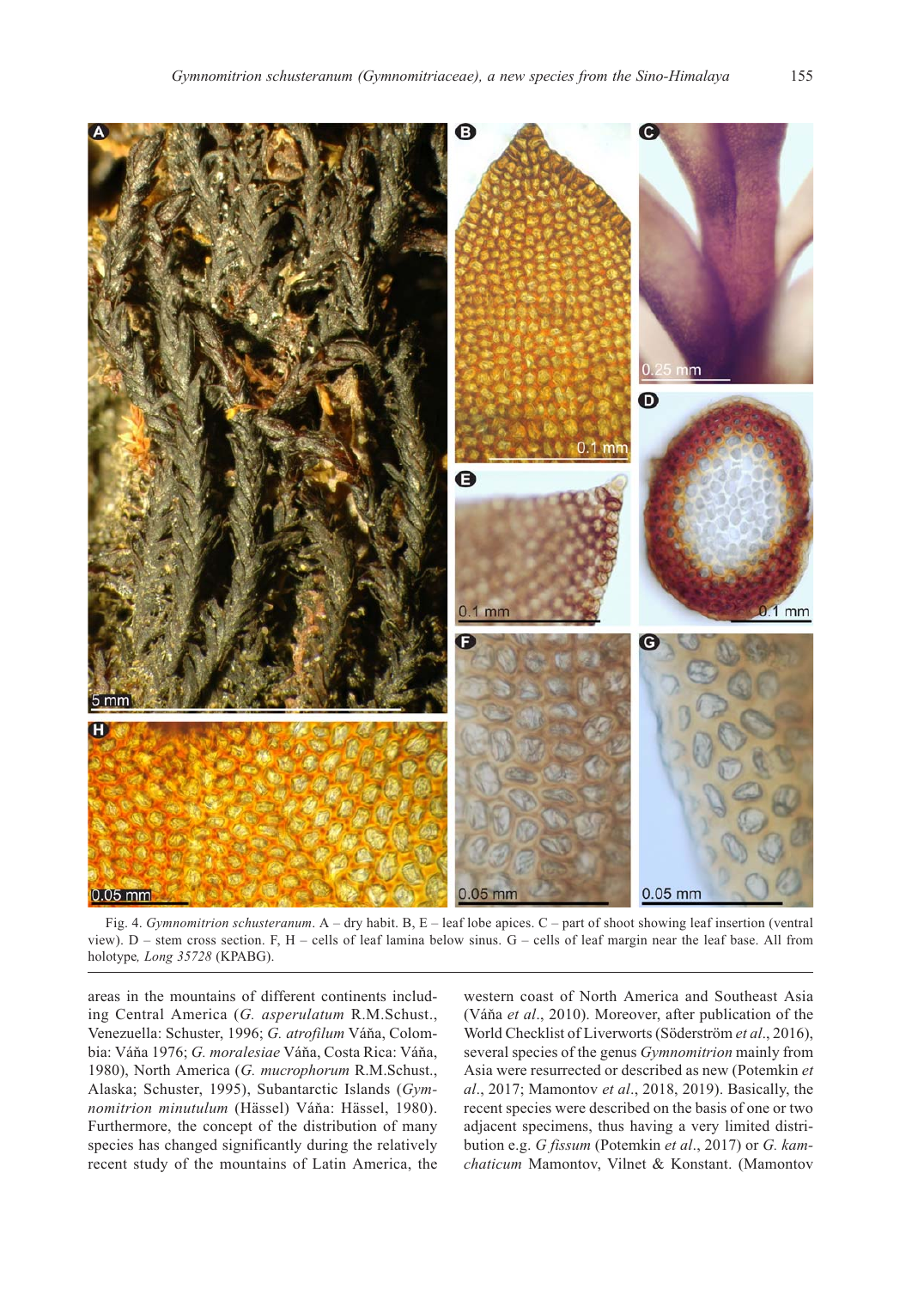Fig. 4. *Gymnomitrion schusteranum*. A – dry habit. B, E – leaf lobe apices. C – part of shoot showing leaf insertion (ventral view). D – stem cross section. F, H – cells of leaf lamina below sinus. G – cells of leaf margin near the leaf base. All from holotype, *Long 35728* (KPABG).

areas in the mountains of different continents including Central America (*G. asperulatum* R.M.Schust., Venezuella: Schuster, 1996; *G. atrofilum* Váňa, Colombia: Váňa 1976; *G. moralesiae* Váňa, Costa Rica: Váňa, 1980), North America (*G. mucrophorum* R.M.Schust., Alaska; Schuster, 1995), Subantarctic Islands (*Gymnomitrion minutulum* (Hässel) Váňa: Hässel, 1980). Furthermore, the concept of the distribution of many species has changed significantly during the relatively recent study of the mountains of Latin America, the western coast of North America and Southeast Asia (Váňa *et al*., 2010). Moreover, after publication of the World Checklist of Liverworts (Söderström *et al*., 2016), several species of the genus *Gymnomitrion* mainly from Asia were resurrected or described as new (Potemkin *et al*., 2017; Mamontov *et al*., 2018, 2019). Basically, the recent species were described on the basis of one or two adjacent specimens, thus having a very limited distribution e.g. *G fissum* (Potemkin *et al*., 2017) or *G. kamchaticum* Mamontov, Vilnet & Konstant. (Mamontov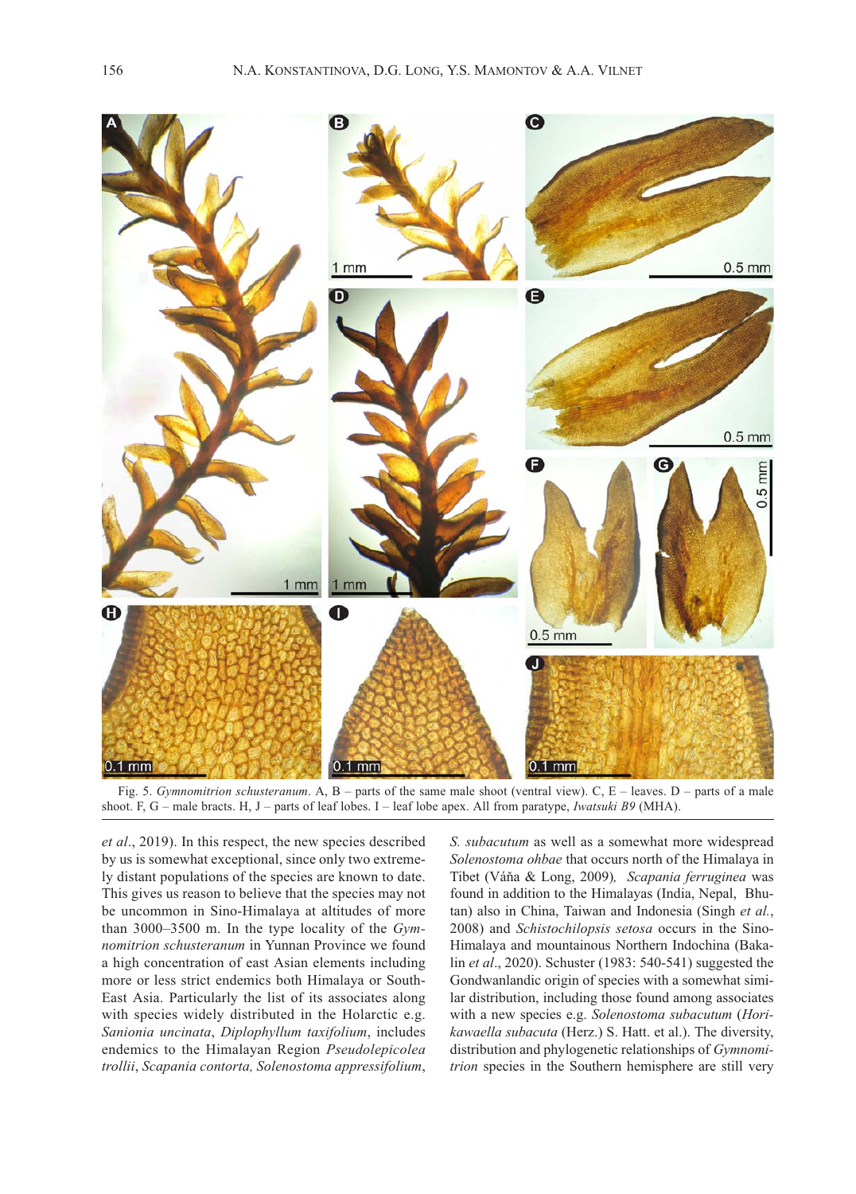Fig. 5. *Gymnomitrion schusteranum*. A, B – parts of the same male shoot (ventral view). C, E – leaves. D – parts of a male shoot. F, G – male bracts. H, J – parts of leaf lobes. I – leaf lobe apex. All from paratype, *Iwatsuki B9* (MHA).

*et al*., 2019). In this respect, the new species described by us is somewhat exceptional, since only two extremely distant populations of the species are known to date. This gives us reason to believe that the species may not be uncommon in Sino-Himalaya at altitudes of more than 3000–3500 m. In the type locality of the *Gymnomitrion schusteranum* in Yunnan Province we found a high concentration of east Asian elements including more or less strict endemics both Himalaya or South-East Asia. Particularly the list of its associates along with species widely distributed in the Holarctic e.g. *Sanionia uncinata*, *Diplophyllum taxifolium*, includes endemics to the Himalayan Region *Pseudolepicolea trollii*, *Scapania contorta, Solenostoma appressifolium*, *S. subacutum* as well as a somewhat more widespread *Solenostoma ohbae* that occurs north of the Himalaya in Tibet (Váňa & Long, 2009), *Scapania ferruginea* was found in addition to the Himalayas (India, Nepal, Bhutan) also in China, Taiwan and Indonesia (Singh *et al.*, 2008) and *Schistochilopsis setosa* occurs in the Sino-Himalaya and mountainous Northern Indochina (Bakalin *et al*., 2020). Schuster (1983: 540-541) suggested the Gondwanlandic origin of species with a somewhat similar distribution, including those found among associates with a new species e.g. *Solenostoma subacutum* (*Horikawaella subacuta* (Herz.) S. Hatt. et al.). The diversity, distribution and phylogenetic relationships of *Gymnomitrion* species in the Southern hemisphere are still very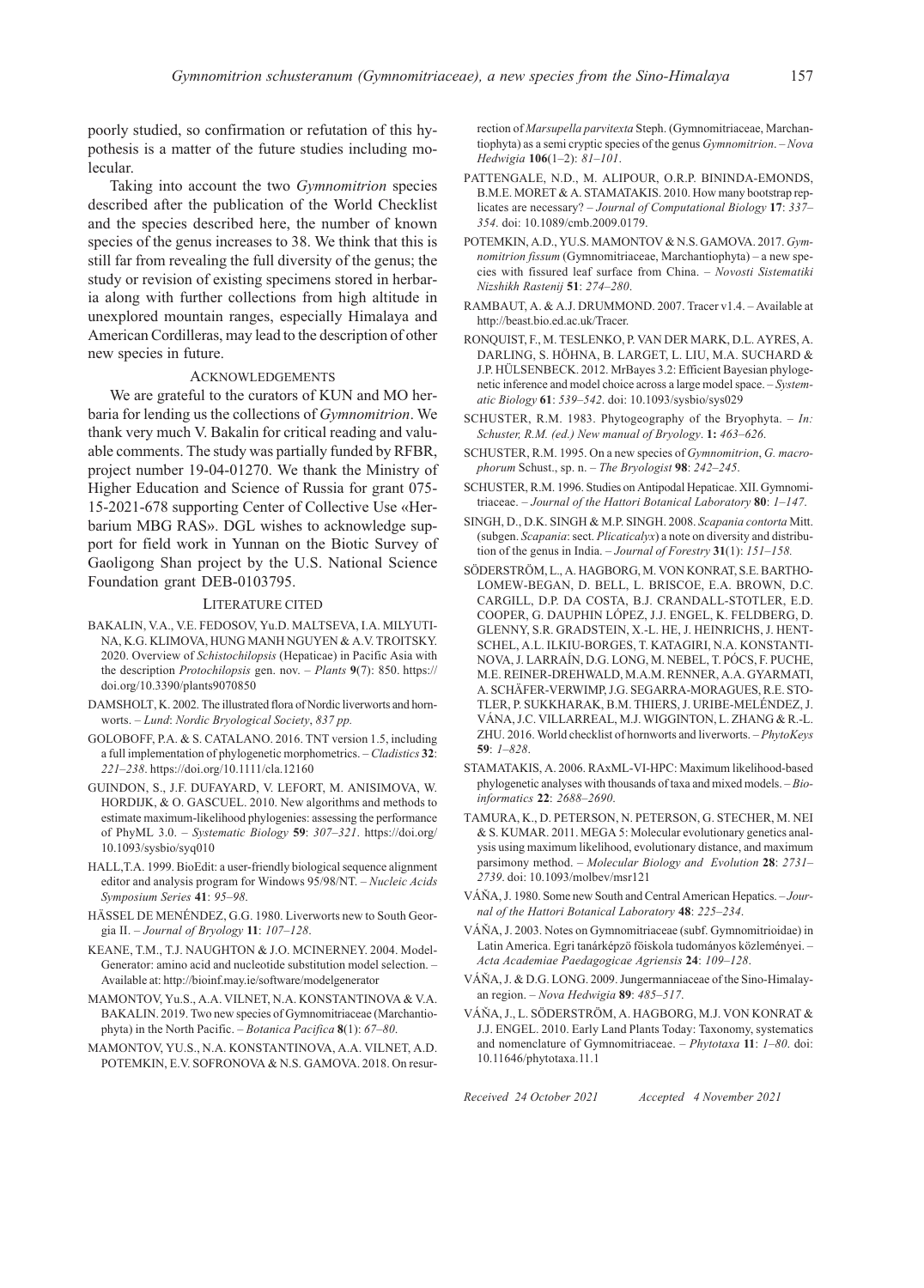poorly studied, so confirmation or refutation of this hypothesis is a matter of the future studies including molecular.

Taking into account the two *Gymnomitrion* species described after the publication of the World Checklist and the species described here, the number of known species of the genus increases to 38. We think that this is still far from revealing the full diversity of the genus; the study or revision of existing specimens stored in herbaria along with further collections from high altitude in unexplored mountain ranges, especially Himalaya and American Cordilleras, may lead to the description of other new species in future.

## ACKNOWLEDGEMENTS

We are grateful to the curators of KUN and MO herbaria for lending us the collections of *Gymnomitrion*. We thank very much V. Bakalin for critical reading and valuable comments. The study was partially funded by RFBR, project number 19-04-01270. We thank the Ministry of Higher Education and Science of Russia for grant 075-15-2021-678 supporting Center of Collective Use «Herbarium MBG RAS». DGL wishes to acknowledge support for field work in Yunnan on the Biotic Survey of Gaoligong Shan project by the U.S. National Science Foundation grant DEB-0103795.

## LITERATURE CITED

BAKALIN, V.A., V.E. FEDOSOV, Yu.D. MALTSEVA, I.A. MILYUTINA, K.G. KLIMOVA, HUNG MANH NGUYEN & A.V. TROITSKY. 2020. Overview of *Schistochilopsis* (Hepaticae) in Pacific Asia with the description *Protochilopsis* gen. nov. – *Plants* **9**(7): 850. https://doi.org/10.3390/plants9070850

DAMSHOLT, K. 2002. The illustrated flora of Nordic liverworts and hornworts. – *Lund*: *Nordic Bryological Society*, *837 pp.*

GOLOBOFF, P.A. & S. CATALANO. 2016. TNT version 1.5, including a full implementation of phylogenetic morphometrics. – *Cladistics* **32**: *221–238*. https://doi.org/10.1111/cla.12160

GUINDON, S., J.F. DUFAYARD, V. LEFORT, M. ANISIMOVA, W. HORDIJK, & O. GASCUEL. 2010. New algorithms and methods to estimate maximum-likelihood phylogenies: assessing the performance of PhyML 3.0. – *Systematic Biology* **59**: *307–321*. https://doi.org/10.1093/sysbio/syq010

HALL,T.A. 1999. BioEdit: a user-friendly biological sequence alignment editor and analysis program for Windows 95/98/NT. – *Nucleic Acids Symposium Series* **41**: *95–98*.

HÄSSEL DE MENÉNDEZ, G.G. 1980. Liverworts new to South Georgia II. – *Journal of Bryology* **11**: *107–128*.

KEANE, T.M., T.J. NAUGHTON & J.O. MCINERNEY. 2004. ModelGenerator: amino acid and nucleotide substitution model selection. – Available at: http://bioinf.may.ie/software/modelgenerator

MAMONTOV, Yu.S., A.A. VILNET, N.A. KONSTANTINOVA & V.A. BAKALIN. 2019. Two new species of Gymnomitriaceae (Marchantiophyta) in the North Pacific. – *Botanica Pacifica* **8**(1): *67–80.*

MAMONTOV, YU.S., N.A. KONSTANTINOVA, A.A. VILNET, A.D. POTEMKIN, E.V. SOFRONOVA & N.S. GAMOVA. 2018. On resurrection of *Marsupella parvitexta* Steph. (Gymnomitriaceae, Marchantiophyta) as a semi cryptic species of the genus *Gymnomitrion*. – *Nova Hedwigia* **106**(1–2): *81–101*.

PATTENGALE, N.D., M. ALIPOUR, O.R.P. BININDA-EMONDS, B.M.E. MORET & A. STAMATAKIS. 2010. How many bootstrap replicates are necessary? – *Journal of Computational Biology* **17**: *337–354*. doi: 10.1089/cmb.2009.0179.

POTEMKIN, A.D., YU.S. MAMONTOV & N.S. GAMOVA. 2017. *Gymnomitrion fissum* (Gymnomitriaceae, Marchantiophyta) – a new species with fissured leaf surface from China. – *Novosti Sistematiki Nizshikh Rastenij* **51**: *274–280*.

RAMBAUT, A. & A.J. DRUMMOND. 2007. Tracer v1.4. – Available at http://beast.bio.ed.ac.uk/Tracer.

RONQUIST, F., M. TESLENKO, P. VAN DER MARK, D.L. AYRES, A. DARLING, S. HÖHNA, B. LARGET, L. LIU, M.A. SUCHARD & J.P. HÜLSENBECK. 2012. MrBayes 3.2: Efficient Bayesian phylogenetic inference and model choice across a large model space. – *Systematic Biology* **61**: *539–542*. doi: 10.1093/sysbio/sys029

SCHUSTER, R.M. 1983. Phytogeography of the Bryophyta. – *In: Schuster, R.M. (ed.) New manual of Bryology*. **1:** *463–626*.

SCHUSTER, R.M. 1995. On a new species of *Gymnomitrion*, *G. macrophorum* Schust., sp. n. – *The Bryologist* **98**: *242–245*.

SCHUSTER, R.M. 1996. Studies on Antipodal Hepaticae. XII. Gymnomitriaceae. – *Journal of the Hattori Botanical Laboratory* **80**: *1–147*.

SINGH, D., D.K. SINGH & M.P. SINGH. 2008. *Scapania contorta* Mitt. (subgen. *Scapania*: sect. *Plicaticalyx*) a note on diversity and distribution of the genus in India. – *Journal of Forestry* **31**(1): *151–158.*

SÖDERSTRÖM, L., A. HAGBORG, M. VON KONRAT, S.E. BARTHOLOMEW-BEGAN, D. BELL, L. BRISCOE, E.A. BROWN, D.C. CARGILL, D.P. DA COSTA, B.J. CRANDALL-STOTLER, E.D. COOPER, G. DAUPHIN LÓPEZ, J.J. ENGEL, K. FELDBERG, D. GLENNY, S.R. GRADSTEIN, X.-L. HE, J. HEINRICHS, J. HENTSCHEL, A.L. ILKIU-BORGES, T. KATAGIRI, N.A. KONSTANTINOVA, J. LARRAÍN, D.G. LONG, M. NEBEL, T. PÓCS, F. PUCHE, M.E. REINER-DREHWALD, M.A.M. RENNER, A.A. GYARMATI, A. SCHÄFER-VERWIMP, J.G. SEGARRA-MORAGUES, R.E. STOTLER, P. SUKKHARAK, B.M. THIERS, J. URIBE-MELÉNDEZ, J. VÁNA, J.C. VILLARREAL, M.J. WIGGINTON, L. ZHANG & R.-L. ZHU. 2016. World checklist of hornworts and liverworts. – *PhytoKeys* **59**: *1–828*.

STAMATAKIS, A. 2006. RAxML-VI-HPC: Maximum likelihood-based phylogenetic analyses with thousands of taxa and mixed models. – *Bioinformatics* **22**: *2688–2690*.

TAMURA, K., D. PETERSON, N. PETERSON, G. STECHER, M. NEI & S. KUMAR. 2011. MEGA 5: Molecular evolutionary genetics analysis using maximum likelihood, evolutionary distance, and maximum parsimony method. – *Molecular Biology and Evolution* **28**: *2731–2739*. doi: 10.1093/molbev/msr121

VÁŇA, J. 1980. Some new South and Central American Hepatics. – *Journal of the Hattori Botanical Laboratory* **48**: *225–234*.

VÁŇA, J. 2003. Notes on Gymnomitriaceae (subf. Gymnomitrioidae) in Latin America. Egri tanárképzö föiskola tudományos közleményei. – *Acta Academiae Paedagogicae Agriensis* **24**: *109–128*.

VÁŇA, J. & D.G. LONG. 2009. Jungermanniaceae of the Sino-Himalayan region. – *Nova Hedwigia* **89**: *485–517*.

VÁŇA, J., L. SÖDERSTRÖM, A. HAGBORG, M.J. VON KONRAT & J.J. ENGEL. 2010. Early Land Plants Today: Taxonomy, systematics and nomenclature of Gymnomitriaceae. – *Phytotaxa* **11**: *1–80*. doi: 10.11646/phytotaxa.11.1

*Received 24 October 2021* *Accepted 4 November 2021*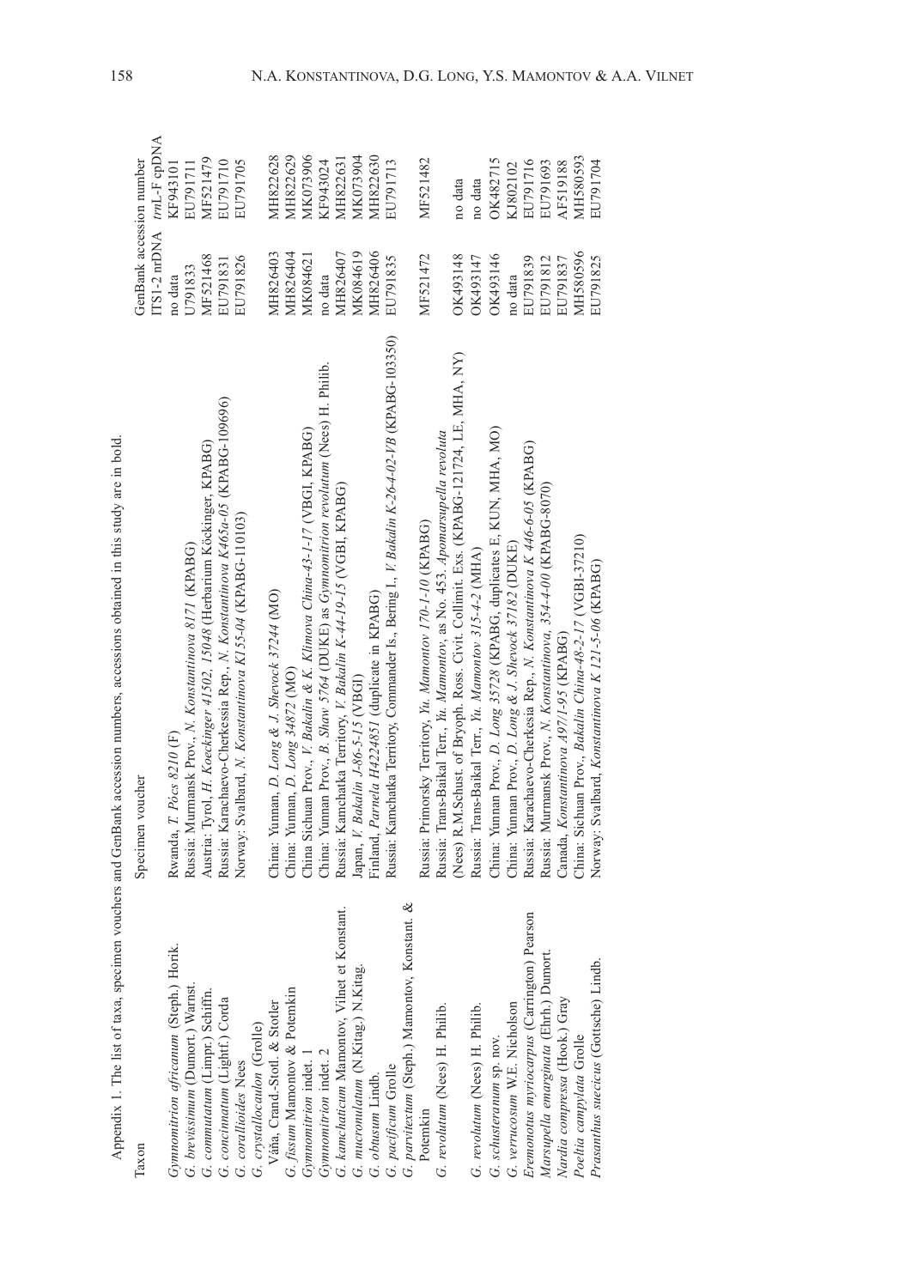Appendix 1. The list of taxa, specimen vouchers and GenBank accession numbers, accessions obtained in this study are in bold.

| Taxon | Specimen voucher | GenBank accession number | |
|---|---|---|---|
| | | ITS1-2 nrDNA | *trn*L-F cpDNA |
| *Gymnomitrion africanum* (Steph.) Horik. | Rwanda, *T. Pócs 8210* (F) | no data | KF943101 |
| *G. brevissimum* (Dumort.) Warnst. | Russia: Murmansk Prov., *N. Konstantinova 8171* (KPABG) | U791833 | EU791711 |
| *G. commutatum* (Limpr.) Schiffn. | Austria: Tyrol, *H. Koeckinger 41502, 15048* (Herbarium Köckinger, KPABG) | MF521468 | MF521479 |
| *G. concinnatum* (Lightf.) Corda | Russia: Karachaevo-Cherkessia Rep., *N. Konstantinova K465a-05* (KPABG-109696) | EU791831 | EU791710 |
| *G. corallioides* Nees | Norway: Svalbard, *N. Konstantinova K155-04* (KPABG-110103) | EU791826 | EU791705 |
| *G. crystallocaulon* (Grolle) Váňa, Crand.-Stotl. & Stotler | China: Yunnan, *D. Long & J. Shevock 37244* (MO) | MH826403 | MH822628 |
| *G. fissum* Mamontov & Potemkin | China: Yunnan, *D. Long 34872* (MO) | MH826404 | MH822629 |
| *Gymnomitrion* indet. 1 | China Sichuan Prov., *V. Bakalin & K. Klimova China-43-1-17* (VBGI, KPABG) | MK084621 | MK073906 |
| *Gymnomitrion* indet. 2 | China: Yunnan Prov., *B. Shaw 5764* (DUKE) as *Gymnomitrion revolutum* (Nees) H. Philib. | no data | KF943024 |
| *G. kamchaticum* Mamontov, Vilnet et Konstant. | Russia: Kamchatka Territory, *V. Bakalin K-44-19-15* (VGBI, KPABG) | MH826407 | MH822631 |
| *G. mucronulatum* (N.Kitag.) N.Kitag. | Japan, *V. Bakalin J-86-5-15* (VBGI) | MK084619 | MK073904 |
| *G. obtusum* Lindb. | Finland, *Parnela H4224851* (duplicate in KPABG) | MH826406 | MH822630 |
| *G. pacificum* Grolle | Russia: Kamchatka Territory, Commander Is., Bering I., *V. Bakalin K-26-4-02-VB* (KPABG-103350) | EU791835 | EU791713 |
| *G. parvitextum* (Steph.) Mamontov, Konstant. & Potemkin | Russia: Primorsky Territory, *Yu. Mamontov 170-1-10* (KPABG) | MF521472 | MF521482 |
| *G. revolutum* (Nees) H. Philib. | Russia: Trans-Baikal Terr., *Yu. Mamontov*, as No. 453. *Apomarsupella revoluta* (Nees) R.M.Schust. of Bryoph. Ross. Civit. Collimit. Exs. (KPABG-121724, LE, MHA, NY) | **OK493148** | no data |
| *G. revolutum* (Nees) H. Philib. | Russia: Trans-Baikal Terr., *Yu. Mamontov 315-4-2* (MHA) | **OK493147** | no data |
| *G. schusteranum* sp. nov. | China: Yunnan Prov., *D. Long 35728* (KPABG, duplicates E, KUN, MHA, MO) | **OK493146** | **OK482715** |
| *G. verrucosum* W.E. Nicholson | China: Yunnan Prov., *D. Long & J. Shevock 37182* (DUKE) | no data | KJ802102 |
| *Eremonotus myriocarpus* (Carrington) Pearson | Russia: Karachaevo-Cherkesia Rep., *N. Konstantinova K 446-6-05* (KPABG) | EU791839 | EU791716 |
| *Marsupella emarginata* (Ehrh.) Dumort. | Russia: Murmansk Prov., *N. Konstantinova, 354-4-00* (KPABG-8070) | EU791812 | EU791693 |
| *Nardia compressa* (Hook.) Gray | Canada, *Konstantinova A97/1-95* (KPABG) | EU791837 | AF519188 |
| *Poeltia campylata* Grolle | China: Sichuan Prov., *Bakalin China-48-2-17* (VGBI-37210) | MH580596 | MH580593 |
| *Prasanthus suecicus* (Gottsche) Lindb. | Norway: Svalbard, *Konstantinova K 121-5-06* (KPABG) | EU791825 | EU791704 |